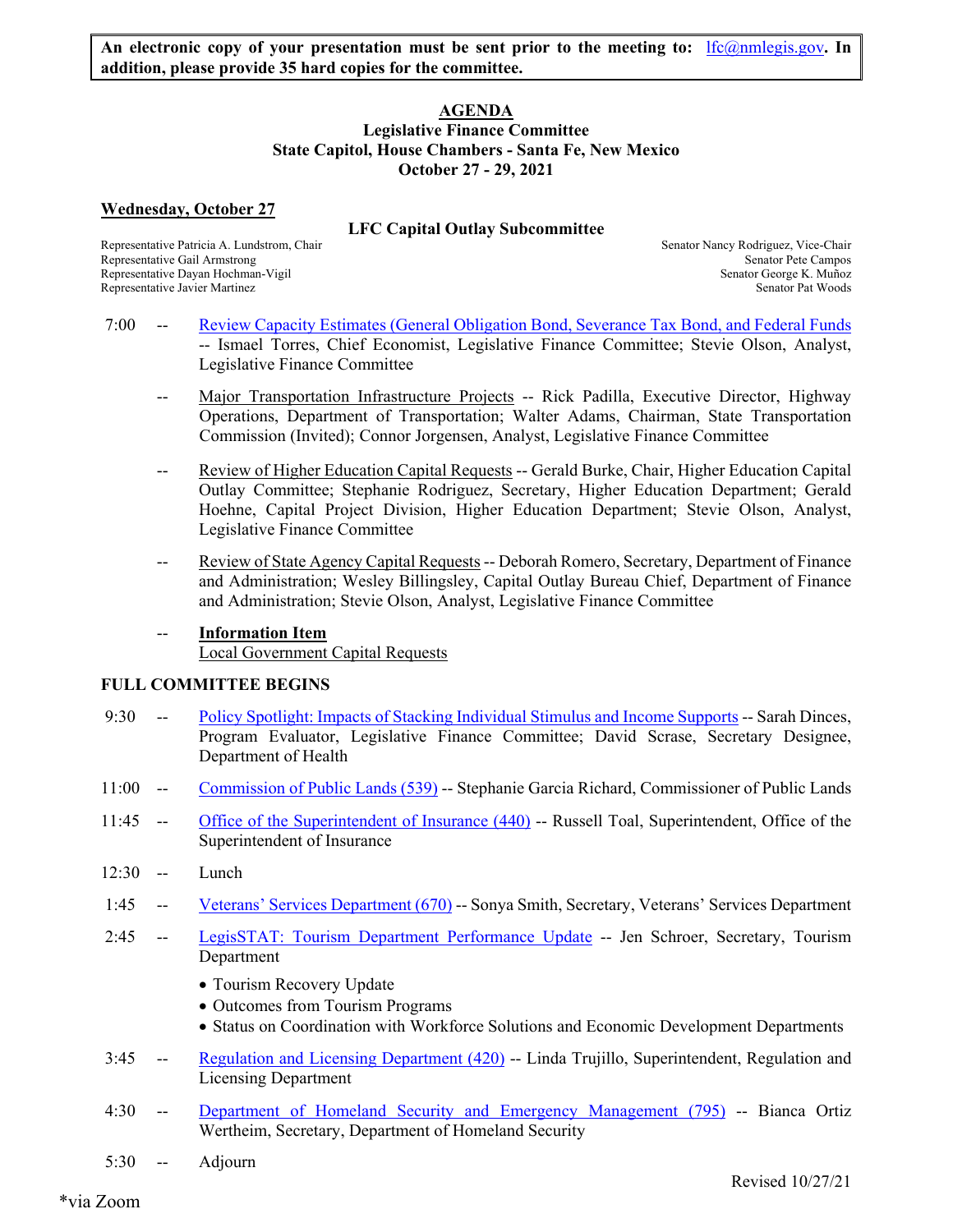**An electronic copy of your presentation must be sent prior to the meeting to: lfc@nmlegis.gov. In addition, please provide 35 hard copies for the committee.**

# AGENDA

## Legislative Finance Committee
## State Capitol, House Chambers - Santa Fe, New Mexico
## October 27 - 29, 2021

**Wednesday, October 27**

### LFC Capital Outlay Subcommittee

Representative Patricia A. Lundstrom, Chair
Representative Gail Armstrong
Representative Dayan Hochman-Vigil
Representative Javier Martinez

Senator Nancy Rodriguez, Vice-Chair
Senator Pete Campos
Senator George K. Muñoz
Senator Pat Woods

7:00 -- Review Capacity Estimates (General Obligation Bond, Severance Tax Bond, and Federal Funds -- Ismael Torres, Chief Economist, Legislative Finance Committee; Stevie Olson, Analyst, Legislative Finance Committee

-- Major Transportation Infrastructure Projects -- Rick Padilla, Executive Director, Highway Operations, Department of Transportation; Walter Adams, Chairman, State Transportation Commission (Invited); Connor Jorgensen, Analyst, Legislative Finance Committee

-- Review of Higher Education Capital Requests -- Gerald Burke, Chair, Higher Education Capital Outlay Committee; Stephanie Rodriguez, Secretary, Higher Education Department; Gerald Hoehne, Capital Project Division, Higher Education Department; Stevie Olson, Analyst, Legislative Finance Committee

-- Review of State Agency Capital Requests -- Deborah Romero, Secretary, Department of Finance and Administration; Wesley Billingsley, Capital Outlay Bureau Chief, Department of Finance and Administration; Stevie Olson, Analyst, Legislative Finance Committee

-- **Information Item**
Local Government Capital Requests

**FULL COMMITTEE BEGINS**

9:30 -- Policy Spotlight: Impacts of Stacking Individual Stimulus and Income Supports -- Sarah Dinces, Program Evaluator, Legislative Finance Committee; David Scrase, Secretary Designee, Department of Health

11:00 -- Commission of Public Lands (539) -- Stephanie Garcia Richard, Commissioner of Public Lands

11:45 -- Office of the Superintendent of Insurance (440) -- Russell Toal, Superintendent, Office of the Superintendent of Insurance

12:30 -- Lunch

1:45 -- Veterans' Services Department (670) -- Sonya Smith, Secretary, Veterans' Services Department

2:45 -- LegisSTAT: Tourism Department Performance Update -- Jen Schroer, Secretary, Tourism Department

- Tourism Recovery Update
- Outcomes from Tourism Programs
- Status on Coordination with Workforce Solutions and Economic Development Departments

3:45 -- Regulation and Licensing Department (420) -- Linda Trujillo, Superintendent, Regulation and Licensing Department

4:30 -- Department of Homeland Security and Emergency Management (795) -- Bianca Ortiz Wertheim, Secretary, Department of Homeland Security

5:30 -- Adjourn

Revised 10/27/21

*via Zoom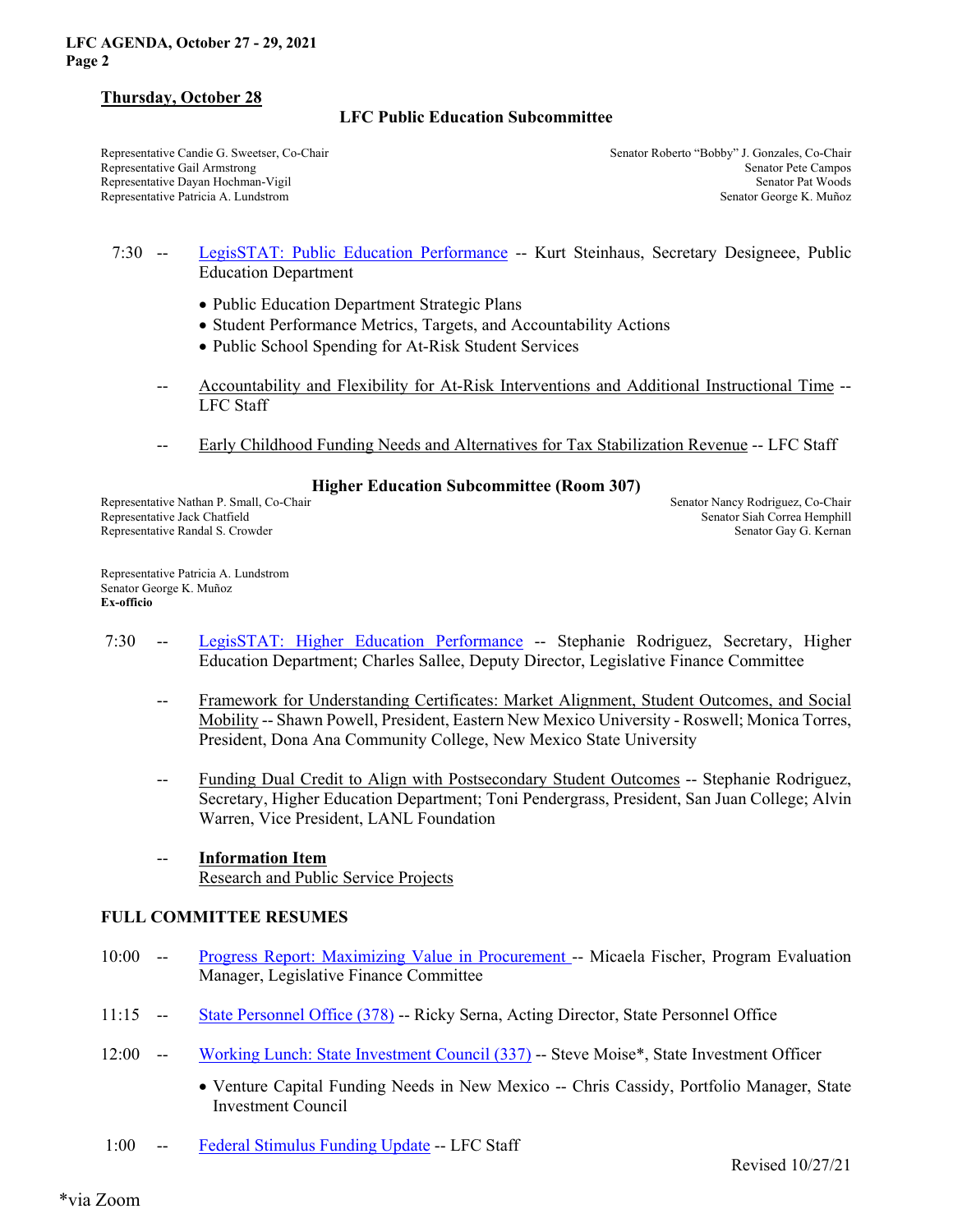## Thursday, October 28

### LFC Public Education Subcommittee

Representative Candie G. Sweetser, Co-Chair
Representative Gail Armstrong
Representative Dayan Hochman-Vigil
Representative Patricia A. Lundstrom

Senator Roberto "Bobby" J. Gonzales, Co-Chair
Senator Pete Campos
Senator Pat Woods
Senator George K. Muñoz

7:30 -- LegisSTAT: Public Education Performance -- Kurt Steinhaus, Secretary Designeee, Public Education Department

- Public Education Department Strategic Plans
- Student Performance Metrics, Targets, and Accountability Actions
- Public School Spending for At-Risk Student Services

-- Accountability and Flexibility for At-Risk Interventions and Additional Instructional Time -- LFC Staff

-- Early Childhood Funding Needs and Alternatives for Tax Stabilization Revenue -- LFC Staff

### Higher Education Subcommittee (Room 307)

Representative Nathan P. Small, Co-Chair
Representative Jack Chatfield
Representative Randal S. Crowder

Senator Nancy Rodriguez, Co-Chair
Senator Siah Correa Hemphill
Senator Gay G. Kernan

Representative Patricia A. Lundstrom
Senator George K. Muñoz
**Ex-officio**

7:30 -- LegisSTAT: Higher Education Performance -- Stephanie Rodriguez, Secretary, Higher Education Department; Charles Sallee, Deputy Director, Legislative Finance Committee

-- Framework for Understanding Certificates: Market Alignment, Student Outcomes, and Social Mobility -- Shawn Powell, President, Eastern New Mexico University - Roswell; Monica Torres, President, Dona Ana Community College, New Mexico State University

-- Funding Dual Credit to Align with Postsecondary Student Outcomes -- Stephanie Rodriguez, Secretary, Higher Education Department; Toni Pendergrass, President, San Juan College; Alvin Warren, Vice President, LANL Foundation

-- **Information Item**
Research and Public Service Projects

### FULL COMMITTEE RESUMES

10:00 -- Progress Report: Maximizing Value in Procurement -- Micaela Fischer, Program Evaluation Manager, Legislative Finance Committee

11:15 -- State Personnel Office (378) -- Ricky Serna, Acting Director, State Personnel Office

12:00 -- Working Lunch: State Investment Council (337) -- Steve Moise*, State Investment Officer

- Venture Capital Funding Needs in New Mexico -- Chris Cassidy, Portfolio Manager, State Investment Council

1:00 -- Federal Stimulus Funding Update -- LFC Staff

Revised 10/27/21

*via Zoom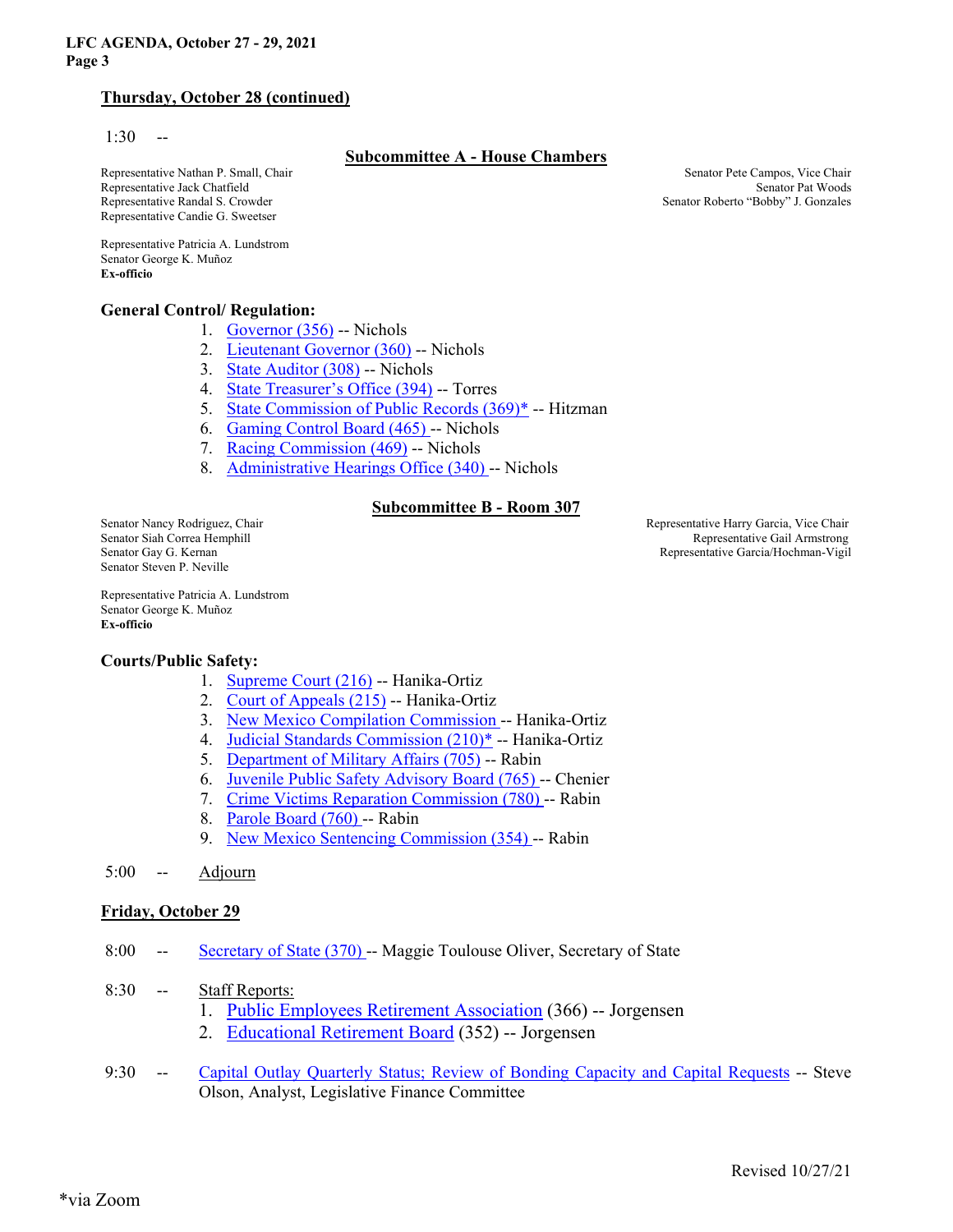**Thursday, October 28 (continued)**

1:30 --

### Subcommittee A - House Chambers

Representative Nathan P. Small, Chair
Representative Jack Chatfield
Representative Randal S. Crowder
Representative Candie G. Sweetser

Senator Pete Campos, Vice Chair
Senator Pat Woods
Senator Roberto "Bobby" J. Gonzales

Representative Patricia A. Lundstrom
Senator George K. Muñoz
**Ex-officio**

**General Control/ Regulation:**

1. Governor (356) -- Nichols
2. Lieutenant Governor (360) -- Nichols
3. State Auditor (308) -- Nichols
4. State Treasurer's Office (394) -- Torres
5. State Commission of Public Records (369)* -- Hitzman
6. Gaming Control Board (465) -- Nichols
7. Racing Commission (469) -- Nichols
8. Administrative Hearings Office (340) -- Nichols

### Subcommittee B - Room 307

Senator Nancy Rodriguez, Chair
Senator Siah Correa Hemphill
Senator Gay G. Kernan
Senator Steven P. Neville

Representative Harry Garcia, Vice Chair
Representative Gail Armstrong
Representative Garcia/Hochman-Vigil

Representative Patricia A. Lundstrom
Senator George K. Muñoz
**Ex-officio**

**Courts/Public Safety:**

1. Supreme Court (216) -- Hanika-Ortiz
2. Court of Appeals (215) -- Hanika-Ortiz
3. New Mexico Compilation Commission -- Hanika-Ortiz
4. Judicial Standards Commission (210)* -- Hanika-Ortiz
5. Department of Military Affairs (705) -- Rabin
6. Juvenile Public Safety Advisory Board (765) -- Chenier
7. Crime Victims Reparation Commission (780) -- Rabin
8. Parole Board (760) -- Rabin
9. New Mexico Sentencing Commission (354) -- Rabin

5:00 -- Adjourn

**Friday, October 29**

8:00 -- Secretary of State (370) -- Maggie Toulouse Oliver, Secretary of State

8:30 -- Staff Reports:

1. Public Employees Retirement Association (366) -- Jorgensen
2. Educational Retirement Board (352) -- Jorgensen

9:30 -- Capital Outlay Quarterly Status; Review of Bonding Capacity and Capital Requests -- Steve Olson, Analyst, Legislative Finance Committee

Revised 10/27/21

*via Zoom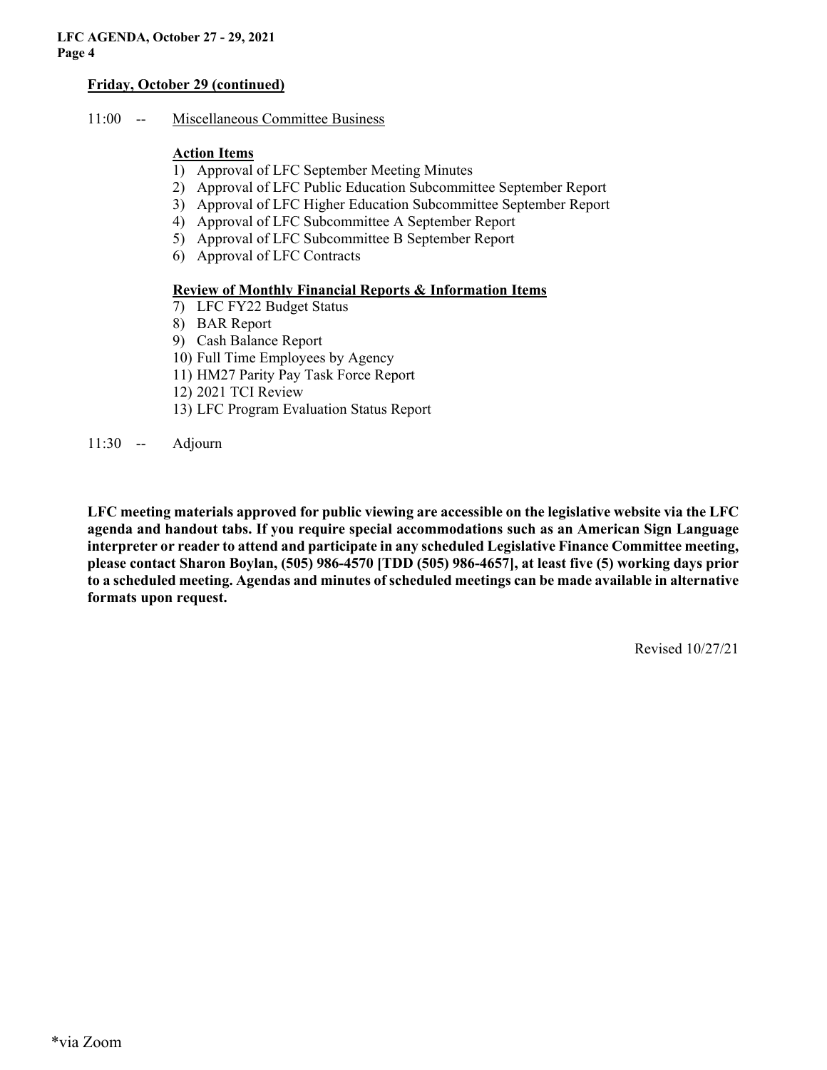**Friday, October 29 (continued)**

11:00 -- Miscellaneous Committee Business

**Action Items**

1) Approval of LFC September Meeting Minutes
2) Approval of LFC Public Education Subcommittee September Report
3) Approval of LFC Higher Education Subcommittee September Report
4) Approval of LFC Subcommittee A September Report
5) Approval of LFC Subcommittee B September Report
6) Approval of LFC Contracts

**Review of Monthly Financial Reports & Information Items**

7) LFC FY22 Budget Status
8) BAR Report
9) Cash Balance Report
10) Full Time Employees by Agency
11) HM27 Parity Pay Task Force Report
12) 2021 TCI Review
13) LFC Program Evaluation Status Report

11:30 -- Adjourn

**LFC meeting materials approved for public viewing are accessible on the legislative website via the LFC agenda and handout tabs. If you require special accommodations such as an American Sign Language interpreter or reader to attend and participate in any scheduled Legislative Finance Committee meeting, please contact Sharon Boylan, (505) 986-4570 [TDD (505) 986-4657], at least five (5) working days prior to a scheduled meeting. Agendas and minutes of scheduled meetings can be made available in alternative formats upon request.**

Revised 10/27/21

*via Zoom